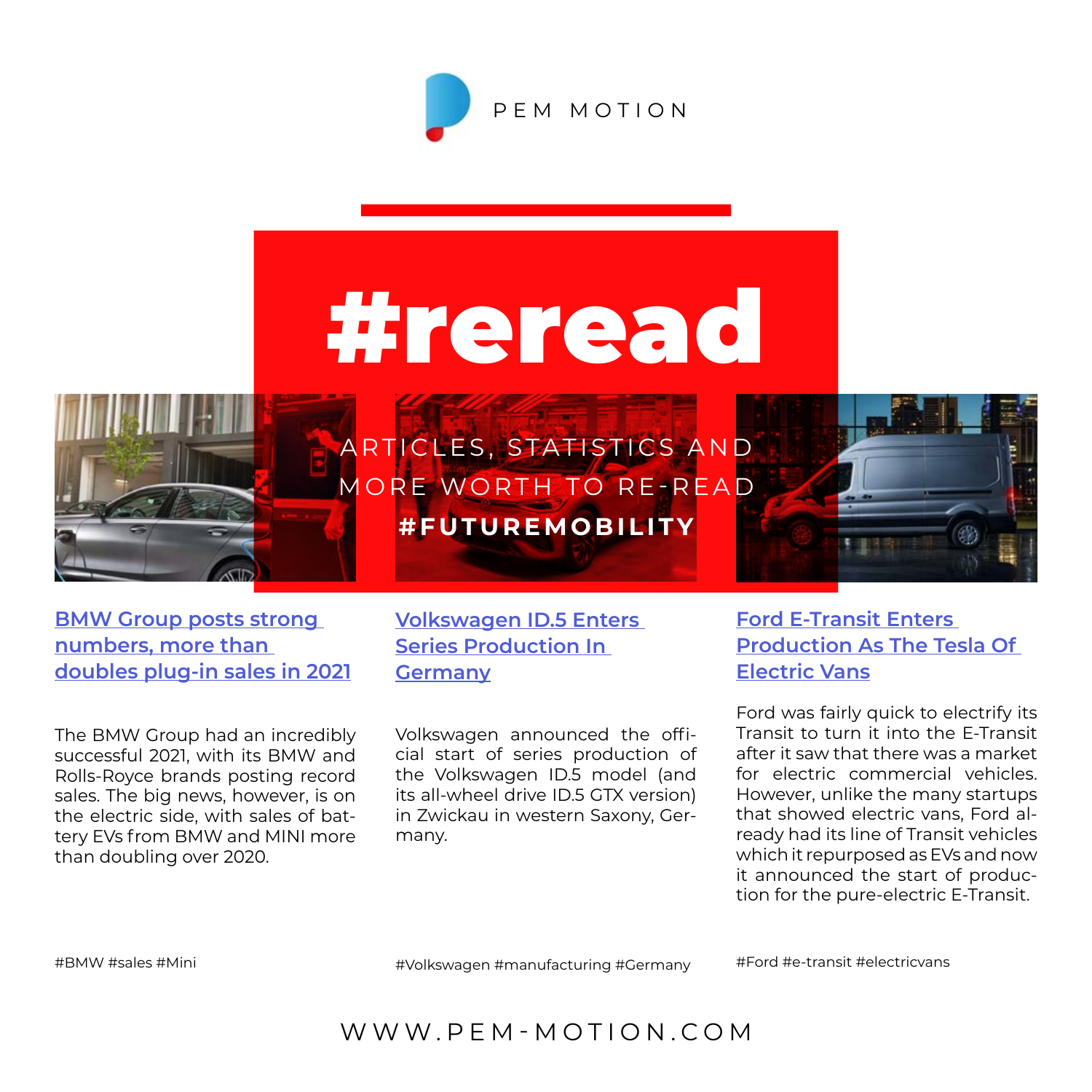PEM MOTION

# #reread

ARTICLES, STATISTICS AND MORE WORTH TO RE-READ

**#FUTUREMOBILITY**

## BMW Group posts strong numbers, more than doubles plug-in sales in 2021

The BMW Group had an incredibly successful 2021, with its BMW and Rolls-Royce brands posting record sales. The big news, however, is on the electric side, with sales of battery EVs from BMW and MINI more than doubling over 2020.

#BMW #sales #Mini

## Volkswagen ID.5 Enters Series Production In Germany

Volkswagen announced the official start of series production of the Volkswagen ID.5 model (and its all-wheel drive ID.5 GTX version) in Zwickau in western Saxony, Germany.

#Volkswagen #manufacturing #Germany

## Ford E-Transit Enters Production As The Tesla Of Electric Vans

Ford was fairly quick to electrify its Transit to turn it into the E-Transit after it saw that there was a market for electric commercial vehicles. However, unlike the many startups that showed electric vans, Ford already had its line of Transit vehicles which it repurposed as EVs and now it announced the start of production for the pure-electric E-Transit.

#Ford #e-transit #electricvans

WWW.PEM-MOTION.COM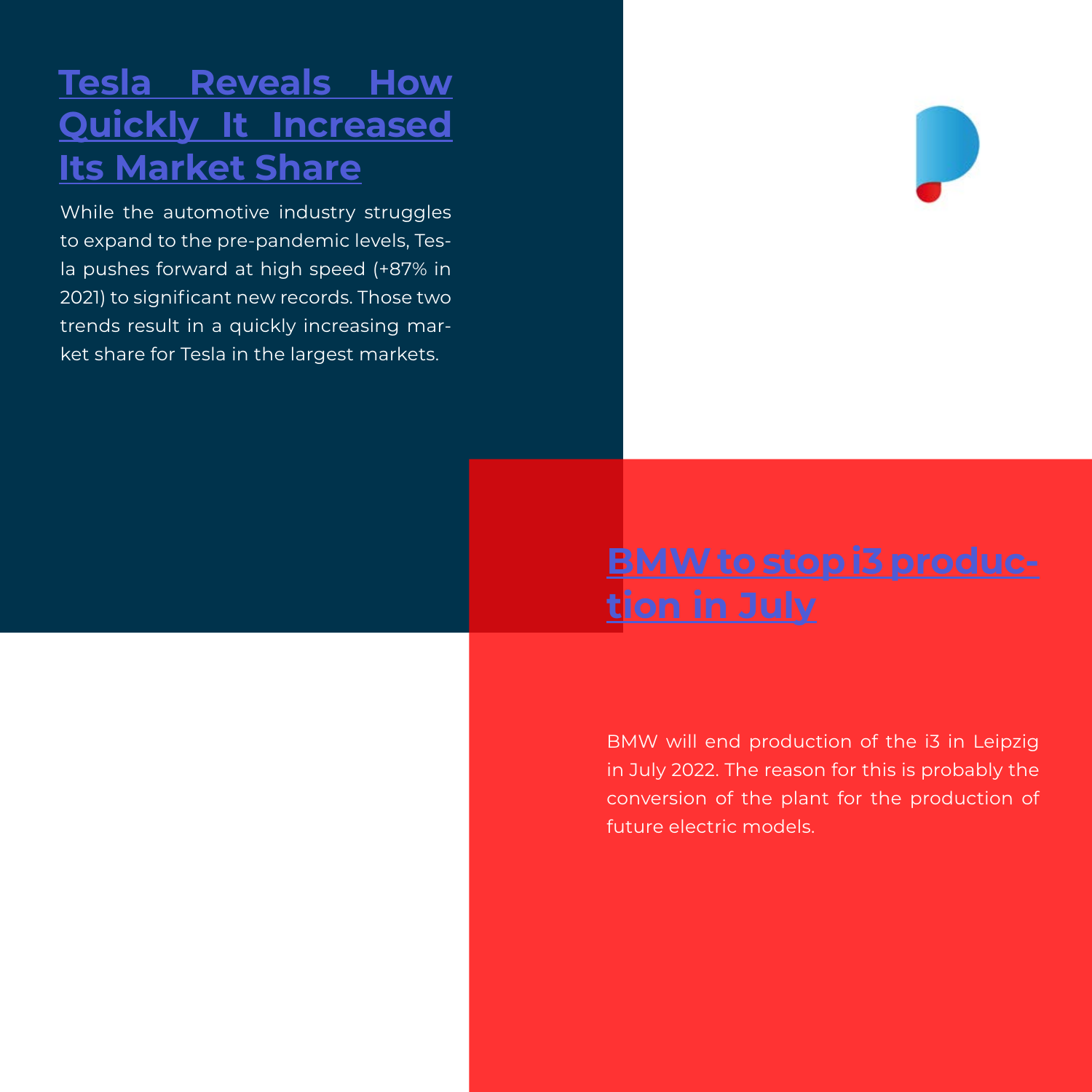## Tesla Reveals How Quickly It Increased Its Market Share

While the automotive industry struggles to expand to the pre-pandemic levels, Tesla pushes forward at high speed (+87% in 2021) to significant new records. Those two trends result in a quickly increasing market share for Tesla in the largest markets.

## BMW to stop i3 production in July

BMW will end production of the i3 in Leipzig in July 2022. The reason for this is probably the conversion of the plant for the production of future electric models.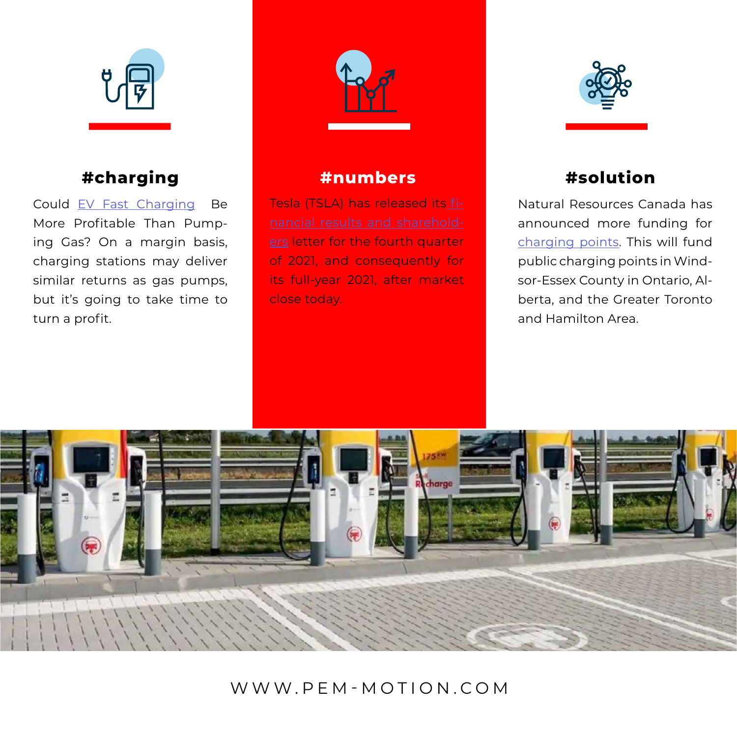## #charging

Could EV Fast Charging Be More Profitable Than Pumping Gas? On a margin basis, charging stations may deliver similar returns as gas pumps, but it's going to take time to turn a profit.

## #numbers

Tesla (TSLA) has released its financial results and shareholders letter for the fourth quarter of 2021, and consequently for its full-year 2021, after market close today.

## #solution

Natural Resources Canada has announced more funding for charging points. This will fund public charging points in Windsor-Essex County in Ontario, Alberta, and the Greater Toronto and Hamilton Area.

WWW.PEM-MOTION.COM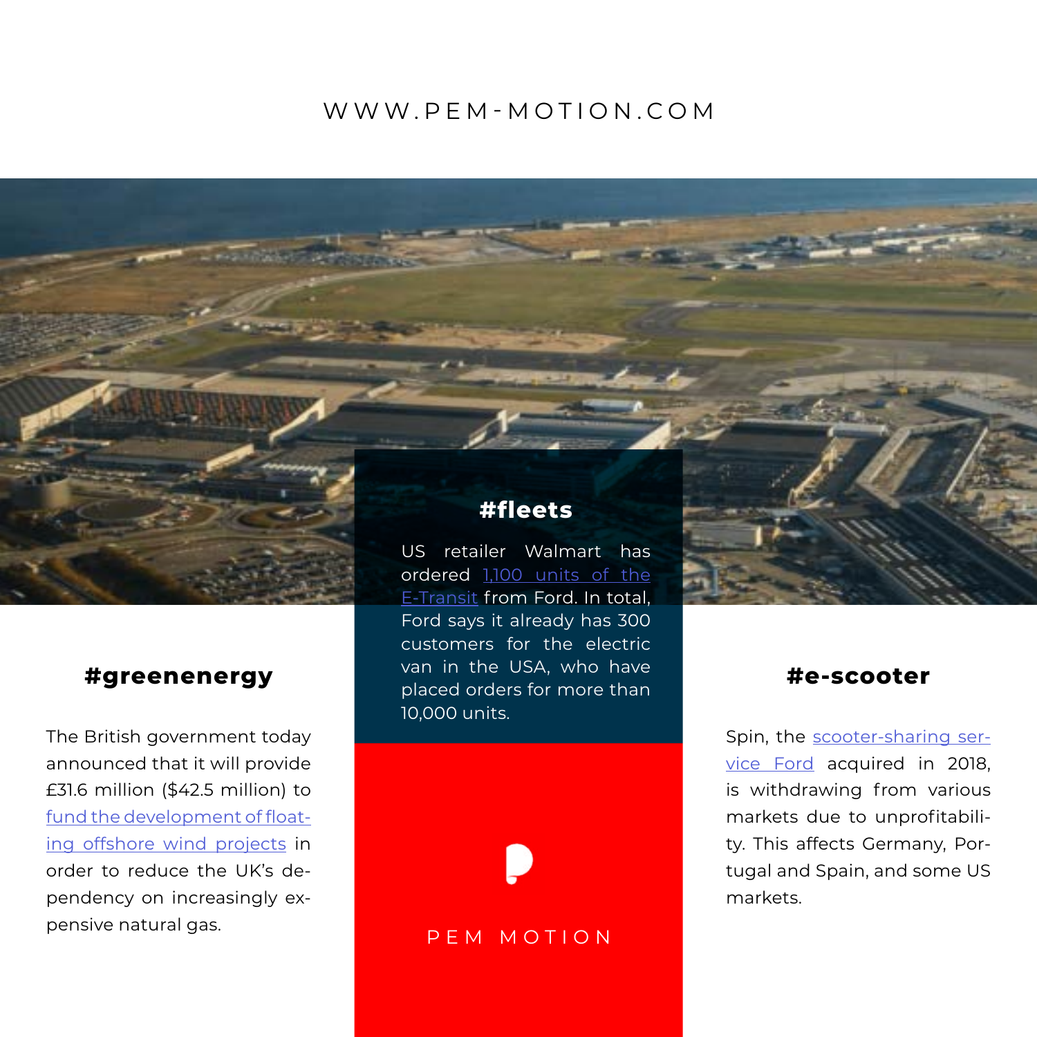WWW.PEM-MOTION.COM

### #fleets

US retailer Walmart has ordered 1,100 units of the E-Transit from Ford. In total, Ford says it already has 300 customers for the electric van in the USA, who have placed orders for more than 10,000 units.

### #greenenergy

The British government today announced that it will provide £31.6 million ($42.5 million) to fund the development of floating offshore wind projects in order to reduce the UK's dependency on increasingly expensive natural gas.

### #e-scooter

Spin, the scooter-sharing service Ford acquired in 2018, is withdrawing from various markets due to unprofitability. This affects Germany, Portugal and Spain, and some US markets.

PEM MOTION